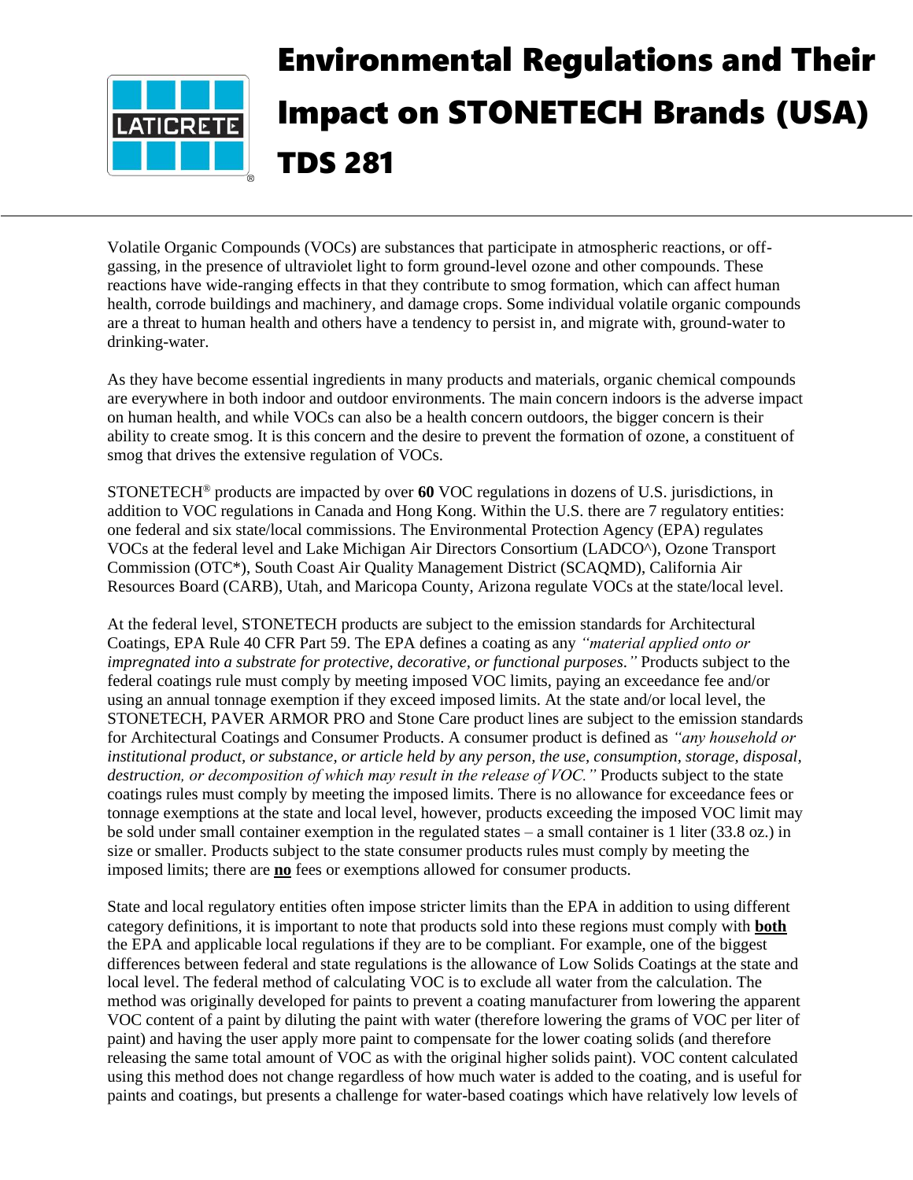# Environmental Regulations and Their Impact on STONETECH Brands (USA) TDS 281

Volatile Organic Compounds (VOCs) are substances that participate in atmospheric reactions, or off-gassing, in the presence of ultraviolet light to form ground-level ozone and other compounds. These reactions have wide-ranging effects in that they contribute to smog formation, which can affect human health, corrode buildings and machinery, and damage crops. Some individual volatile organic compounds are a threat to human health and others have a tendency to persist in, and migrate with, ground-water to drinking-water.

As they have become essential ingredients in many products and materials, organic chemical compounds are everywhere in both indoor and outdoor environments. The main concern indoors is the adverse impact on human health, and while VOCs can also be a health concern outdoors, the bigger concern is their ability to create smog. It is this concern and the desire to prevent the formation of ozone, a constituent of smog that drives the extensive regulation of VOCs.

STONETECH® products are impacted by over **60** VOC regulations in dozens of U.S. jurisdictions, in addition to VOC regulations in Canada and Hong Kong. Within the U.S. there are 7 regulatory entities: one federal and six state/local commissions. The Environmental Protection Agency (EPA) regulates VOCs at the federal level and Lake Michigan Air Directors Consortium (LADCO^), Ozone Transport Commission (OTC*), South Coast Air Quality Management District (SCAQMD), California Air Resources Board (CARB), Utah, and Maricopa County, Arizona regulate VOCs at the state/local level.

At the federal level, STONETECH products are subject to the emission standards for Architectural Coatings, EPA Rule 40 CFR Part 59. The EPA defines a coating as any *"material applied onto or impregnated into a substrate for protective, decorative, or functional purposes."* Products subject to the federal coatings rule must comply by meeting imposed VOC limits, paying an exceedance fee and/or using an annual tonnage exemption if they exceed imposed limits. At the state and/or local level, the STONETECH, PAVER ARMOR PRO and Stone Care product lines are subject to the emission standards for Architectural Coatings and Consumer Products. A consumer product is defined as *"any household or institutional product, or substance, or article held by any person, the use, consumption, storage, disposal, destruction, or decomposition of which may result in the release of VOC."* Products subject to the state coatings rules must comply by meeting the imposed limits. There is no allowance for exceedance fees or tonnage exemptions at the state and local level, however, products exceeding the imposed VOC limit may be sold under small container exemption in the regulated states – a small container is 1 liter (33.8 oz.) in size or smaller. Products subject to the state consumer products rules must comply by meeting the imposed limits; there are **no** fees or exemptions allowed for consumer products.

State and local regulatory entities often impose stricter limits than the EPA in addition to using different category definitions, it is important to note that products sold into these regions must comply with **both** the EPA and applicable local regulations if they are to be compliant. For example, one of the biggest differences between federal and state regulations is the allowance of Low Solids Coatings at the state and local level. The federal method of calculating VOC is to exclude all water from the calculation. The method was originally developed for paints to prevent a coating manufacturer from lowering the apparent VOC content of a paint by diluting the paint with water (therefore lowering the grams of VOC per liter of paint) and having the user apply more paint to compensate for the lower coating solids (and therefore releasing the same total amount of VOC as with the original higher solids paint). VOC content calculated using this method does not change regardless of how much water is added to the coating, and is useful for paints and coatings, but presents a challenge for water-based coatings which have relatively low levels of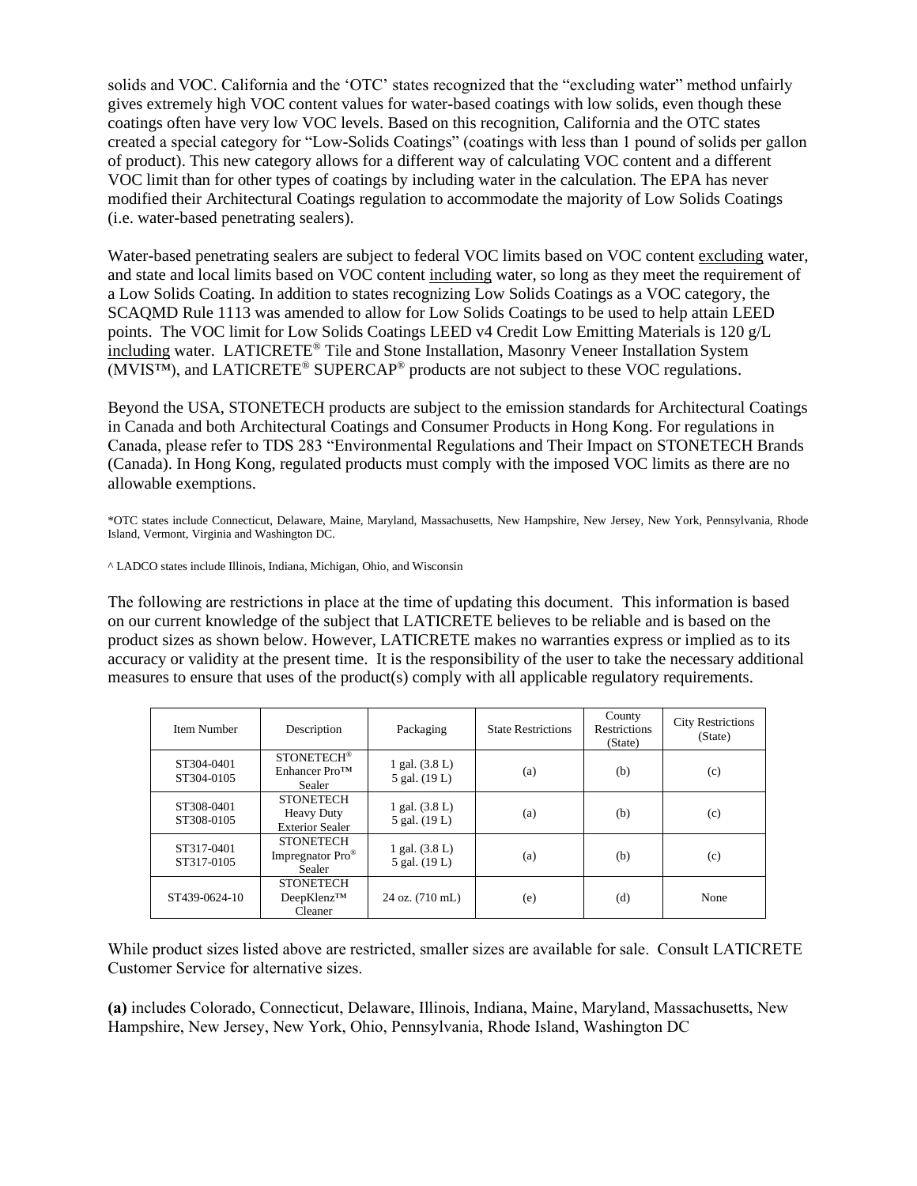solids and VOC. California and the 'OTC' states recognized that the "excluding water" method unfairly gives extremely high VOC content values for water-based coatings with low solids, even though these coatings often have very low VOC levels. Based on this recognition, California and the OTC states created a special category for "Low-Solids Coatings" (coatings with less than 1 pound of solids per gallon of product). This new category allows for a different way of calculating VOC content and a different VOC limit than for other types of coatings by including water in the calculation. The EPA has never modified their Architectural Coatings regulation to accommodate the majority of Low Solids Coatings (i.e. water-based penetrating sealers).

Water-based penetrating sealers are subject to federal VOC limits based on VOC content excluding water, and state and local limits based on VOC content including water, so long as they meet the requirement of a Low Solids Coating. In addition to states recognizing Low Solids Coatings as a VOC category, the SCAQMD Rule 1113 was amended to allow for Low Solids Coatings to be used to help attain LEED points. The VOC limit for Low Solids Coatings LEED v4 Credit Low Emitting Materials is 120 g/L including water. LATICRETE® Tile and Stone Installation, Masonry Veneer Installation System (MVIS™), and LATICRETE® SUPERCAP® products are not subject to these VOC regulations.

Beyond the USA, STONETECH products are subject to the emission standards for Architectural Coatings in Canada and both Architectural Coatings and Consumer Products in Hong Kong. For regulations in Canada, please refer to TDS 283 "Environmental Regulations and Their Impact on STONETECH Brands (Canada). In Hong Kong, regulated products must comply with the imposed VOC limits as there are no allowable exemptions.

*OTC states include Connecticut, Delaware, Maine, Maryland, Massachusetts, New Hampshire, New Jersey, New York, Pennsylvania, Rhode Island, Vermont, Virginia and Washington DC.

^ LADCO states include Illinois, Indiana, Michigan, Ohio, and Wisconsin

The following are restrictions in place at the time of updating this document. This information is based on our current knowledge of the subject that LATICRETE believes to be reliable and is based on the product sizes as shown below. However, LATICRETE makes no warranties express or implied as to its accuracy or validity at the present time. It is the responsibility of the user to take the necessary additional measures to ensure that uses of the product(s) comply with all applicable regulatory requirements.

| Item Number | Description | Packaging | State Restrictions | County Restrictions (State) | City Restrictions (State) |
|---|---|---|---|---|---|
| ST304-0401<br>ST304-0105 | STONETECH® Enhancer Pro™ Sealer | 1 gal. (3.8 L)<br>5 gal. (19 L) | (a) | (b) | (c) |
| ST308-0401<br>ST308-0105 | STONETECH Heavy Duty Exterior Sealer | 1 gal. (3.8 L)<br>5 gal. (19 L) | (a) | (b) | (c) |
| ST317-0401<br>ST317-0105 | STONETECH Impregnator Pro® Sealer | 1 gal. (3.8 L)<br>5 gal. (19 L) | (a) | (b) | (c) |
| ST439-0624-10 | STONETECH DeepKlenz™ Cleaner | 24 oz. (710 mL) | (e) | (d) | None |

While product sizes listed above are restricted, smaller sizes are available for sale. Consult LATICRETE Customer Service for alternative sizes.

**(a)** includes Colorado, Connecticut, Delaware, Illinois, Indiana, Maine, Maryland, Massachusetts, New Hampshire, New Jersey, New York, Ohio, Pennsylvania, Rhode Island, Washington DC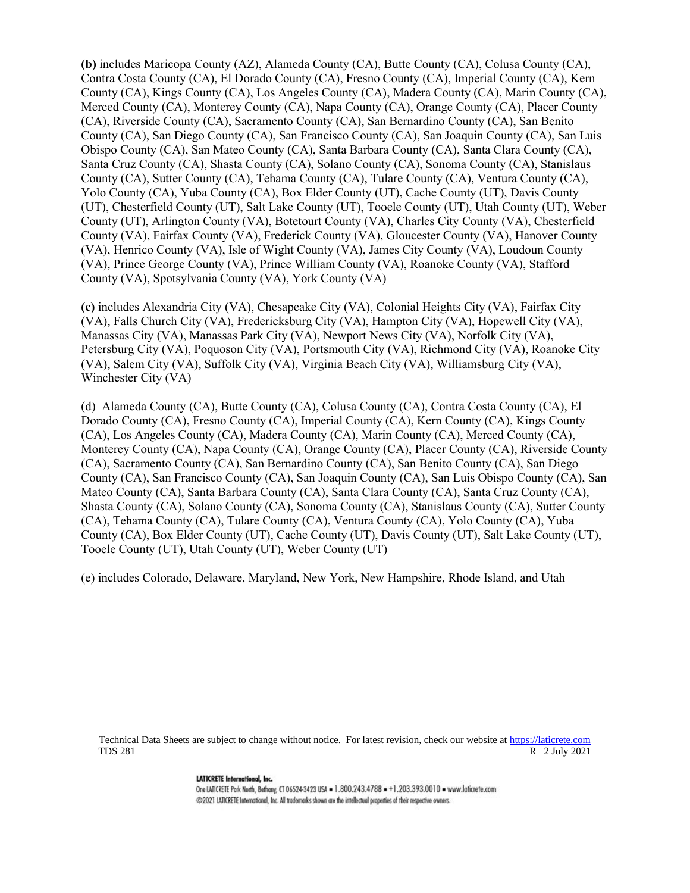**(b)** includes Maricopa County (AZ), Alameda County (CA), Butte County (CA), Colusa County (CA), Contra Costa County (CA), El Dorado County (CA), Fresno County (CA), Imperial County (CA), Kern County (CA), Kings County (CA), Los Angeles County (CA), Madera County (CA), Marin County (CA), Merced County (CA), Monterey County (CA), Napa County (CA), Orange County (CA), Placer County (CA), Riverside County (CA), Sacramento County (CA), San Bernardino County (CA), San Benito County (CA), San Diego County (CA), San Francisco County (CA), San Joaquin County (CA), San Luis Obispo County (CA), San Mateo County (CA), Santa Barbara County (CA), Santa Clara County (CA), Santa Cruz County (CA), Shasta County (CA), Solano County (CA), Sonoma County (CA), Stanislaus County (CA), Sutter County (CA), Tehama County (CA), Tulare County (CA), Ventura County (CA), Yolo County (CA), Yuba County (CA), Box Elder County (UT), Cache County (UT), Davis County (UT), Chesterfield County (UT), Salt Lake County (UT), Tooele County (UT), Utah County (UT), Weber County (UT), Arlington County (VA), Botetourt County (VA), Charles City County (VA), Chesterfield County (VA), Fairfax County (VA), Frederick County (VA), Gloucester County (VA), Hanover County (VA), Henrico County (VA), Isle of Wight County (VA), James City County (VA), Loudoun County (VA), Prince George County (VA), Prince William County (VA), Roanoke County (VA), Stafford County (VA), Spotsylvania County (VA), York County (VA)

**(c)** includes Alexandria City (VA), Chesapeake City (VA), Colonial Heights City (VA), Fairfax City (VA), Falls Church City (VA), Fredericksburg City (VA), Hampton City (VA), Hopewell City (VA), Manassas City (VA), Manassas Park City (VA), Newport News City (VA), Norfolk City (VA), Petersburg City (VA), Poquoson City (VA), Portsmouth City (VA), Richmond City (VA), Roanoke City (VA), Salem City (VA), Suffolk City (VA), Virginia Beach City (VA), Williamsburg City (VA), Winchester City (VA)

(d) Alameda County (CA), Butte County (CA), Colusa County (CA), Contra Costa County (CA), El Dorado County (CA), Fresno County (CA), Imperial County (CA), Kern County (CA), Kings County (CA), Los Angeles County (CA), Madera County (CA), Marin County (CA), Merced County (CA), Monterey County (CA), Napa County (CA), Orange County (CA), Placer County (CA), Riverside County (CA), Sacramento County (CA), San Bernardino County (CA), San Benito County (CA), San Diego County (CA), San Francisco County (CA), San Joaquin County (CA), San Luis Obispo County (CA), San Mateo County (CA), Santa Barbara County (CA), Santa Clara County (CA), Santa Cruz County (CA), Shasta County (CA), Solano County (CA), Sonoma County (CA), Stanislaus County (CA), Sutter County (CA), Tehama County (CA), Tulare County (CA), Ventura County (CA), Yolo County (CA), Yuba County (CA), Box Elder County (UT), Cache County (UT), Davis County (UT), Salt Lake County (UT), Tooele County (UT), Utah County (UT), Weber County (UT)

(e) includes Colorado, Delaware, Maryland, New York, New Hampshire, Rhode Island, and Utah

Technical Data Sheets are subject to change without notice. For latest revision, check our website at https://laticrete.com

TDS 281 R 2 July 2021

**LATICRETE International, Inc.**
One LATICRETE Park North, Bethany, CT 06524-3423 USA ▪ 1.800.243.4788 ▪ +1.203.393.0010 ▪ www.laticrete.com
©2021 LATICRETE International, Inc. All trademarks shown are the intellectual properties of their respective owners.